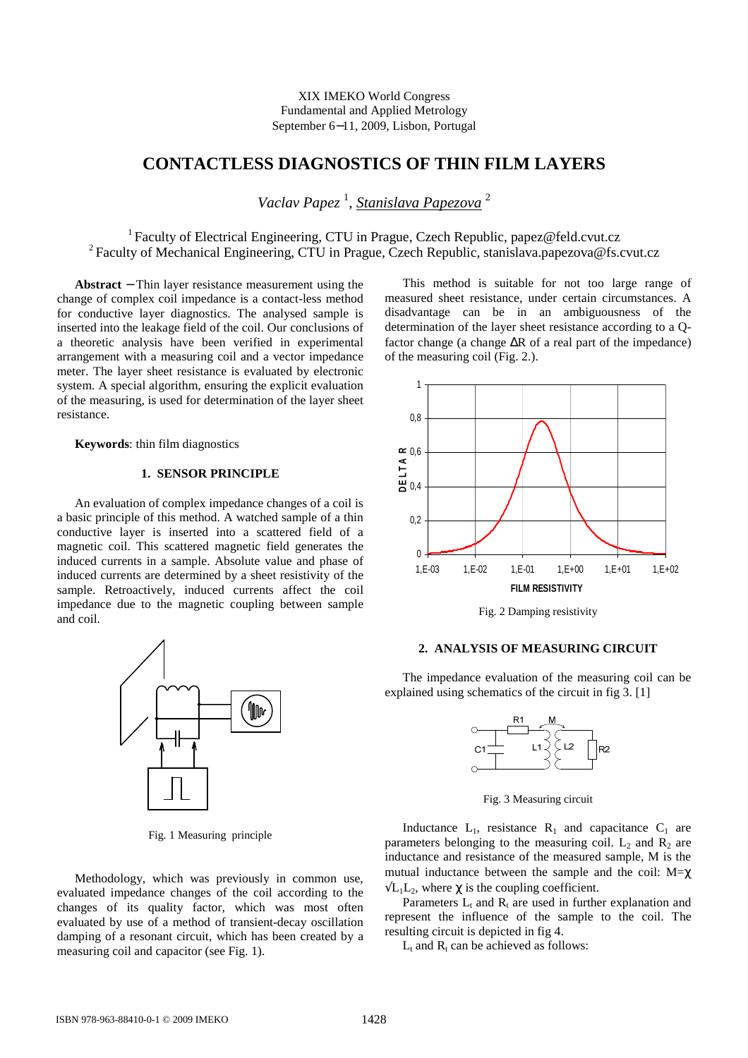XIX IMEKO World Congress
Fundamental and Applied Metrology
September 6−11, 2009, Lisbon, Portugal

# CONTACTLESS DIAGNOSTICS OF THIN FILM LAYERS

*Vaclav Papez* [1], *Stanislava Papezova* [2]

[1] Faculty of Electrical Engineering, CTU in Prague, Czech Republic, papez@feld.cvut.cz
[2] Faculty of Mechanical Engineering, CTU in Prague, Czech Republic, stanislava.papezova@fs.cvut.cz

**Abstract** − Thin layer resistance measurement using the change of complex coil impedance is a basic principle of this method. A watched sample of a thin conductive layer is inserted into a scattered field of a magnetic coil. This scattered magnetic field generates the induced currents in a sample. Absolute value and phase of induced currents are determined by a sheet resistivity of the sample. Retroactively, induced currents affect the coil impedance due to the magnetic coupling between sample and coil.

Wait — correction to reading order follows below.

XIX IMEKO World Congress
Fundamental and Applied Metrology
September 6−11, 2009, Lisbon, Portugal

# CONTACTLESS DIAGNOSTICS OF THIN FILM LAYERS

*Vaclav Papez* [1], *Stanislava Papezova* [2]

[1] Faculty of Electrical Engineering, CTU in Prague, Czech Republic, papez@feld.cvut.cz
[2] Faculty of Mechanical Engineering, CTU in Prague, Czech Republic, stanislava.papezova@fs.cvut.cz

**Abstract** − Thin layer resistance measurement using the change of complex coil impedance is a basic principle of this method for conductive layer diagnostics. The analysed sample is inserted into the leakage field of the coil. Our conclusions of a theoretic analysis have been verified in experimental arrangement with a measuring coil and a vector impedance meter. The layer sheet resistance is evaluated by electronic system. A special algorithm, ensuring the explicit evaluation of the measuring, is used for determination of the layer sheet resistance.

**Keywords**: thin film diagnostics

## 1. SENSOR PRINCIPLE

An evaluation of complex impedance changes of a coil is a basic principle of this method. A watched sample of a thin conductive layer is inserted into a scattered field of a magnetic coil. This scattered magnetic field generates the induced currents in a sample. Absolute value and phase of induced currents are determined by a sheet resistivity of the sample. Retroactively, induced currents affect the coil impedance due to the magnetic coupling between sample and coil.

Fig. 1 Measuring principle

Methodology, which was previously in common use, evaluated impedance changes of the coil according to the changes of its quality factor, which was most often evaluated by use of a method of transient-decay oscillation damping of a resonant circuit, which has been created by a measuring coil and capacitor (see Fig. 1).

This method is suitable for not too large range of measured sheet resistance, under certain circumstances. A disadvantage can be in an ambiguousness of the determination of the layer sheet resistance according to a Q-factor change (a change $\Delta R$ of a real part of the impedance) of the measuring coil (Fig. 2.).

Fig. 2 Damping resistivity

## 2. ANALYSIS OF MEASURING CIRCUIT

The impedance evaluation of the measuring coil can be explained using schematics of the circuit in fig 3. [1]

Fig. 3 Measuring circuit

Inductance $L_1$, resistance $R_1$ and capacitance $C_1$ are parameters belonging to the measuring coil. $L_2$ and $R_2$ are inductance and resistance of the measured sample, M is the mutual inductance between the sample and the coil: $M=\chi\sqrt{L_1 L_2}$, where $\chi$ is the coupling coefficient.

Parameters $L_t$ and $R_t$ are used in further explanation and represent the influence of the sample to the coil. The resulting circuit is depicted in fig 4.

$L_t$ and $R_t$ can be achieved as follows: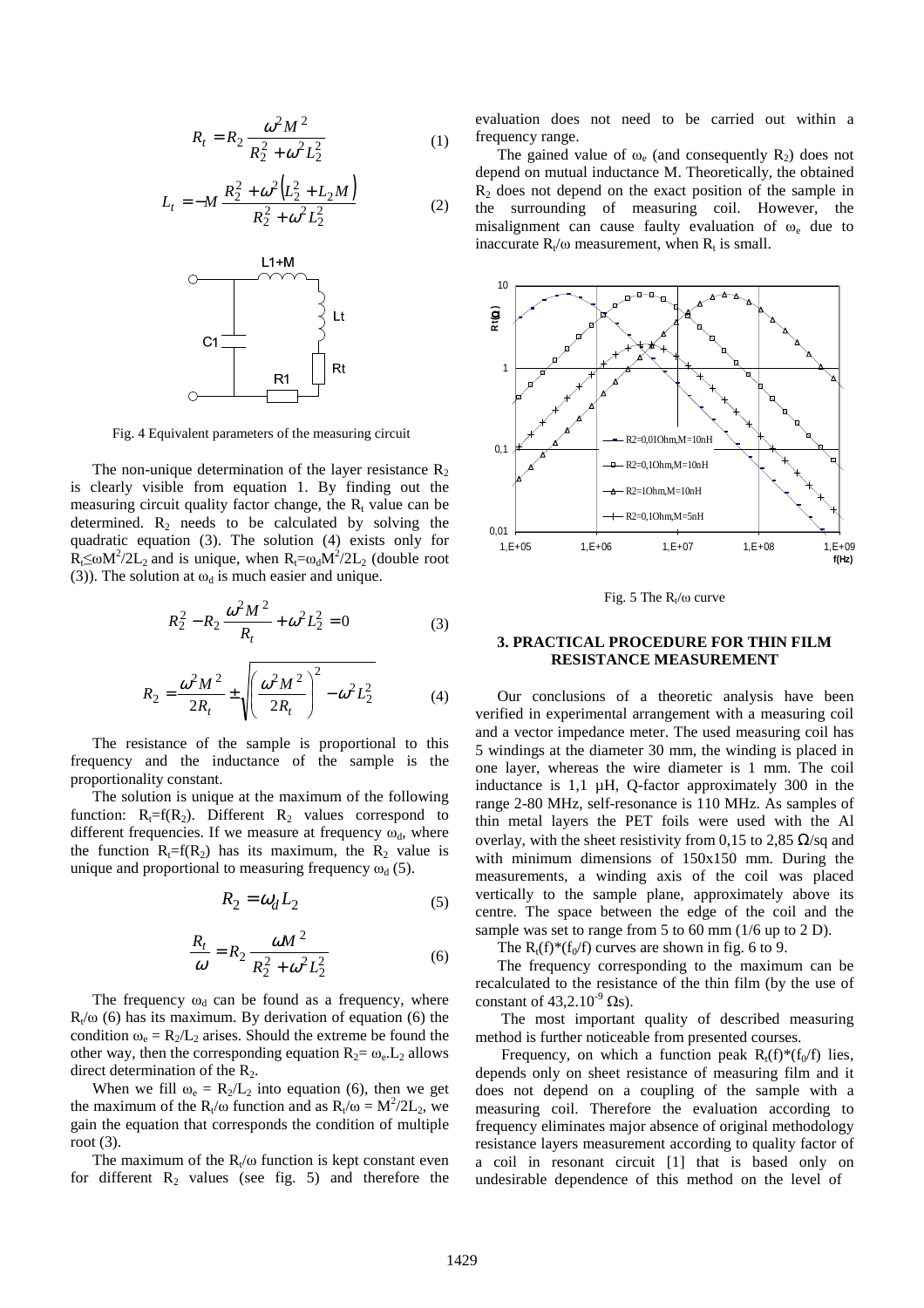$$R_t = R_2 \frac{\omega^2 M^2}{R_2^2 + \omega^2 L_2^2} \qquad (1)$$

$$L_t = -M \frac{R_2^2 + \omega^2 \left(L_2^2 + L_2 M\right)}{R_2^2 + \omega^2 L_2^2} \qquad (2)$$

Fig. 4 Equivalent parameters of the measuring circuit

The non-unique determination of the layer resistance $R_2$ is clearly visible from equation 1. By finding out the measuring circuit quality factor change, the $R_t$ value can be determined. $R_2$ needs to be calculated by solving the quadratic equation (3). The solution (4) exists only for $R_t \leq \omega M^2/2L_2$ and is unique, when $R_t = \omega_d M^2/2L_2$ (double root (3)). The solution at $\omega_d$ is much easier and unique.

$$R_2^2 - R_2 \frac{\omega^2 M^2}{R_t} + \omega^2 L_2^2 = 0 \qquad (3)$$

$$R_2 = \frac{\omega^2 M^2}{2R_t} \pm \sqrt{\left(\frac{\omega^2 M^2}{2R_t}\right)^2 - \omega^2 L_2^2} \qquad (4)$$

The resistance of the sample is proportional to this frequency and the inductance of the sample is the proportionality constant.

The solution is unique at the maximum of the following function: $R_t = f(R_2)$. Different $R_2$ values correspond to different frequencies. If we measure at frequency $\omega_d$, where the function $R_t = f(R_2)$ has its maximum, the $R_2$ value is unique and proportional to measuring frequency $\omega_d$ (5).

$$R_2 = \omega_d L_2 \qquad (5)$$

$$\frac{R_t}{\omega} = R_2 \frac{\omega M^2}{R_2^2 + \omega^2 L_2^2} \qquad (6)$$

The frequency $\omega_d$ can be found as a frequency, where $R_t/\omega$ (6) has its maximum. By derivation of equation (6) the condition $\omega_e = R_2/L_2$ arises. Should the extreme be found the other way, then the corresponding equation $R_2 = \omega_e . L_2$ allows direct determination of the $R_2$.

When we fill $\omega_e = R_2/L_2$ into equation (6), then we get the maximum of the $R_t/\omega$ function and as $R_t/\omega = M^2/2L_2$, we gain the equation that corresponds the condition of multiple root (3).

The maximum of the $R_t/\omega$ function is kept constant even for different $R_2$ values (see fig. 5) and therefore the evaluation does not need to be carried out within a frequency range.

The gained value of $\omega_e$ (and consequently $R_2$) does not depend on mutual inductance M. Theoretically, the obtained $R_2$ does not depend on the exact position of the sample in the surrounding of measuring coil. However, the misalignment can cause faulty evaluation of $\omega_e$ due to inaccurate $R_t/\omega$ measurement, when $R_t$ is small.

Fig. 5 The $R_t/\omega$ curve

## 3. PRACTICAL PROCEDURE FOR THIN FILM RESISTANCE MEASUREMENT

Our conclusions of a theoretic analysis have been verified in experimental arrangement with a measuring coil and a vector impedance meter. The used measuring coil has 5 windings at the diameter 30 mm, the winding is placed in one layer, whereas the wire diameter is 1 mm. The coil inductance is 1,1 μH, Q-factor approximately 300 in the range 2-80 MHz, self-resonance is 110 MHz. As samples of thin metal layers the PET foils were used with the Al overlay, with the sheet resistivity from 0,15 to 2,85 Ω/sq and with minimum dimensions of 150x150 mm. During the measurements, a winding axis of the coil was placed vertically to the sample plane, approximately above its centre. The space between the edge of the coil and the sample was set to range from 5 to 60 mm (1/6 up to 2 D).

The $R_t(f)*(f_0/f)$ curves are shown in fig. 6 to 9.

The frequency corresponding to the maximum can be recalculated to the resistance of the thin film (by the use of constant of $43{,}2.10^{-9}$ Ωs).

The most important quality of described measuring method is further noticeable from presented courses.

Frequency, on which a function peak $R_t(f)*(f_0/f)$ lies, depends only on sheet resistance of measuring film and it does not depend on a coupling of the sample with a measuring coil. Therefore the evaluation according to frequency eliminates major absence of original methodology resistance layers measurement according to quality factor of a coil in resonant circuit [1] that is based only on undesirable dependence of this method on the level of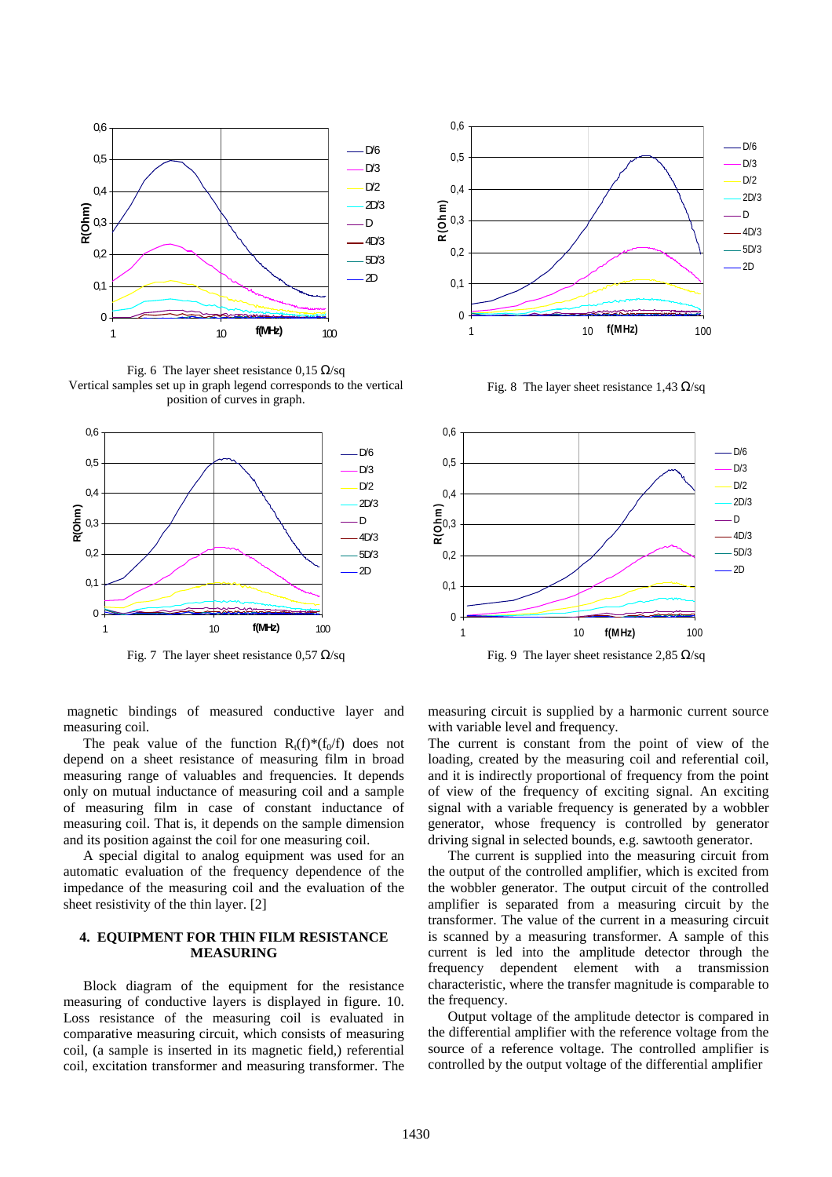Fig. 6 The layer sheet resistance 0,15 Ω/sq
Vertical samples set up in graph legend corresponds to the vertical position of curves in graph.

Fig. 8 The layer sheet resistance 1,43 Ω/sq

Fig. 7 The layer sheet resistance 0,57 Ω/sq

Fig. 9 The layer sheet resistance 2,85 Ω/sq

magnetic bindings of measured conductive layer and measuring coil.

The peak value of the function $R_t(f)*(f_0/f)$ does not depend on a sheet resistance of measuring film in broad measuring range of valuables and frequencies. It depends only on mutual inductance of measuring coil and a sample of measuring film in case of constant inductance of measuring coil. That is, it depends on the sample dimension and its position against the coil for one measuring coil.

A special digital to analog equipment was used for an automatic evaluation of the frequency dependence of the impedance of the measuring coil and the evaluation of the sheet resistivity of the thin layer. [2]

## 4. EQUIPMENT FOR THIN FILM RESISTANCE MEASURING

Block diagram of the equipment for the resistance measuring of conductive layers is displayed in figure. 10. Loss resistance of the measuring coil is evaluated in comparative measuring circuit, which consists of measuring coil, (a sample is inserted in its magnetic field,) referential coil, excitation transformer and measuring transformer. The measuring circuit is supplied by a harmonic current source with variable level and frequency.

The current is constant from the point of view of the loading, created by the measuring coil and referential coil, and it is indirectly proportional of frequency from the point of view of the frequency of exciting signal. An exciting signal with a variable frequency is generated by a wobbler generator, whose frequency is controlled by generator driving signal in selected bounds, e.g. sawtooth generator.

The current is supplied into the measuring circuit from the output of the controlled amplifier, which is excited from the wobbler generator. The output circuit of the controlled amplifier is separated from a measuring circuit by the transformer. The value of the current in a measuring circuit is scanned by a measuring transformer. A sample of this current is led into the amplitude detector through the frequency dependent element with a transmission characteristic, where the transfer magnitude is comparable to the frequency.

Output voltage of the amplitude detector is compared in the differential amplifier with the reference voltage from the source of a reference voltage. The controlled amplifier is controlled by the output voltage of the differential amplifier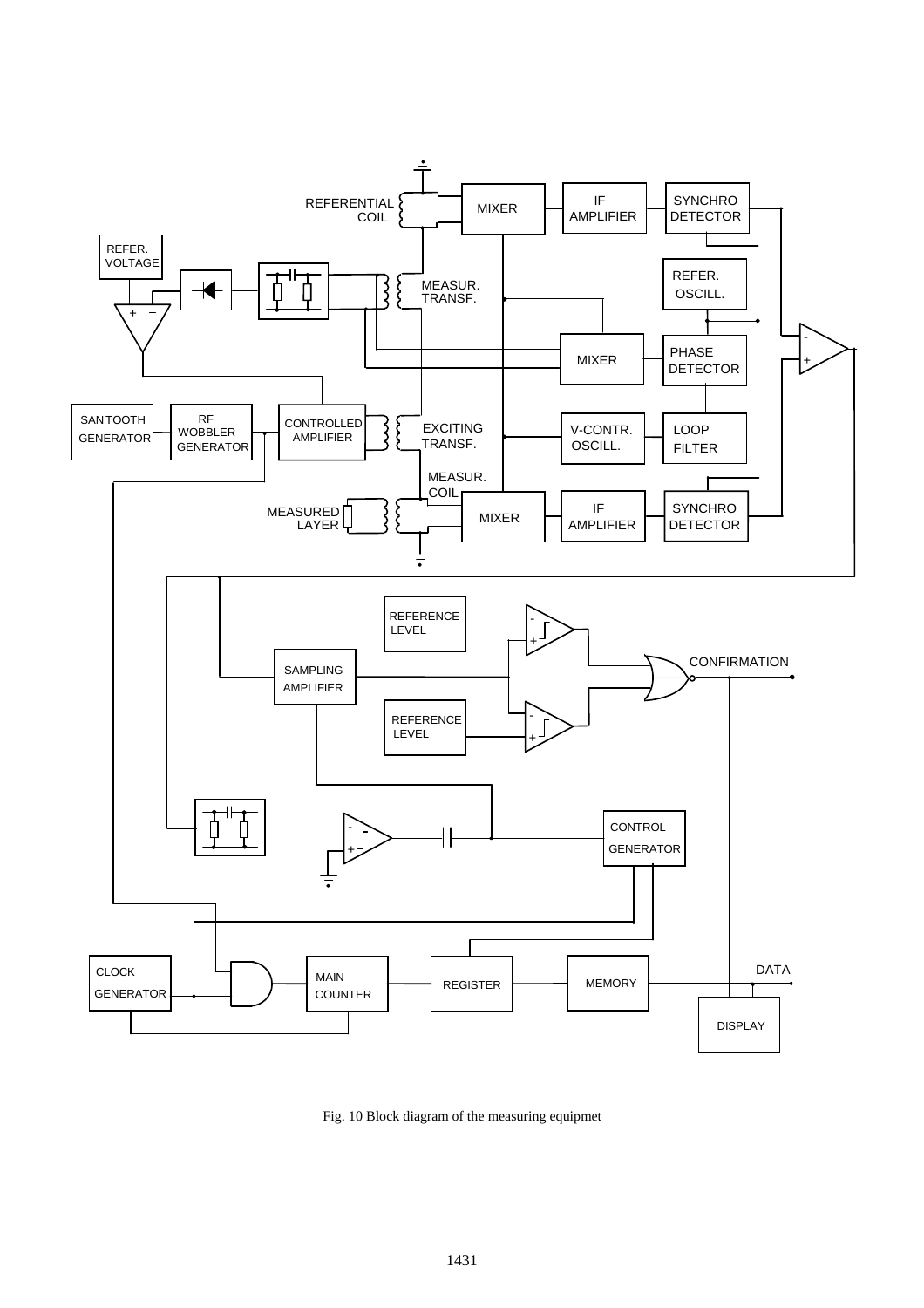REFERENTIAL COIL

MIXER

IF AMPLIFIER

SYNCHRO DETECTOR

REFER. VOLTAGE

MEASUR. TRANSF.

REFER. OSCILL.

MIXER

PHASE DETECTOR

SANTOOTH GENERATOR

RF WOBBLER GENERATOR

CONTROLLED AMPLIFIER

EXCITING TRANSF.

V-CONTR. OSCILL.

LOOP FILTER

MEASUR. COIL

MEASURED LAYER

MIXER

IF AMPLIFIER

SYNCHRO DETECTOR

REFERENCE LEVEL

SAMPLING AMPLIFIER

CONFIRMATION

REFERENCE LEVEL

CONTROL GENERATOR

CLOCK GENERATOR

MAIN COUNTER

REGISTER

MEMORY

DATA

DISPLAY

Fig. 10 Block diagram of the measuring equipmet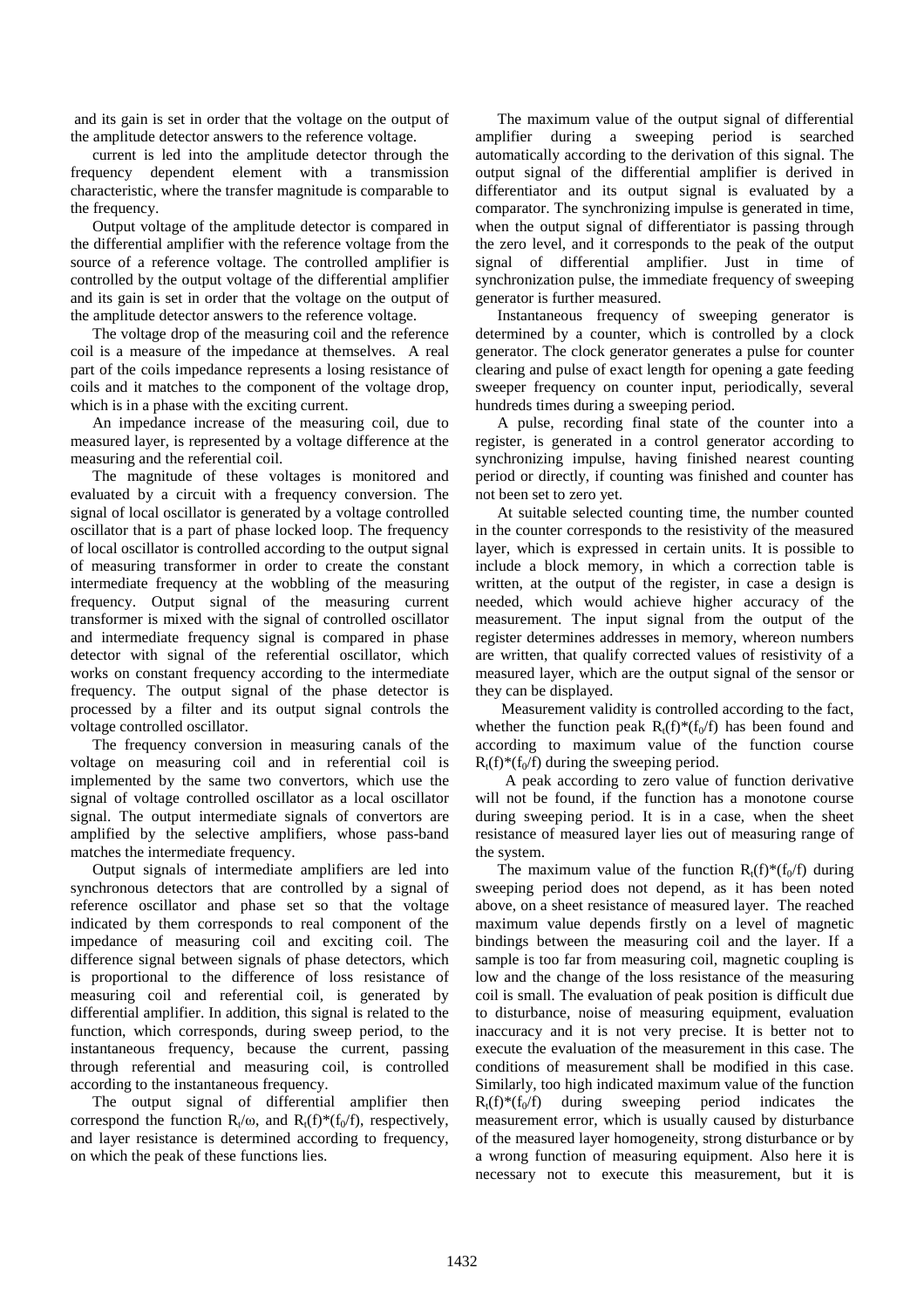and its gain is set in order that the voltage on the output of the amplitude detector answers to the reference voltage.

current is led into the amplitude detector through the frequency dependent element with a transmission characteristic, where the transfer magnitude is comparable to the frequency.

Output voltage of the amplitude detector is compared in the differential amplifier with the reference voltage from the source of a reference voltage. The controlled amplifier is controlled by the output voltage of the differential amplifier and its gain is set in order that the voltage on the output of the amplitude detector answers to the reference voltage.

The voltage drop of the measuring coil and the reference coil is a measure of the impedance at themselves. A real part of the coils impedance represents a losing resistance of coils and it matches to the component of the voltage drop, which is in a phase with the exciting current.

An impedance increase of the measuring coil, due to measured layer, is represented by a voltage difference at the measuring and the referential coil.

The magnitude of these voltages is monitored and evaluated by a circuit with a frequency conversion. The signal of local oscillator is generated by a voltage controlled oscillator that is a part of phase locked loop. The frequency of local oscillator is controlled according to the output signal of measuring transformer in order to create the constant intermediate frequency at the wobbling of the measuring frequency. Output signal of the measuring current transformer is mixed with the signal of controlled oscillator and intermediate frequency signal is compared in phase detector with signal of the referential oscillator, which works on constant frequency according to the intermediate frequency. The output signal of the phase detector is processed by a filter and its output signal controls the voltage controlled oscillator.

The frequency conversion in measuring canals of the voltage on measuring coil and in referential coil is implemented by the same two convertors, which use the signal of voltage controlled oscillator as a local oscillator signal. The output intermediate signals of convertors are amplified by the selective amplifiers, whose pass-band matches the intermediate frequency.

Output signals of intermediate amplifiers are led into synchronous detectors that are controlled by a signal of reference oscillator and phase set so that the voltage indicated by them corresponds to real component of the impedance of measuring coil and exciting coil. The difference signal between signals of phase detectors, which is proportional to the difference of loss resistance of measuring coil and referential coil, is generated by differential amplifier. In addition, this signal is related to the function, which corresponds, during sweep period, to the instantaneous frequency, because the current, passing through referential and measuring coil, is controlled according to the instantaneous frequency.

The output signal of differential amplifier then correspond the function $R_t/\omega$, and $R_t(f)*(f_0/f)$, respectively, and layer resistance is determined according to frequency, on which the peak of these functions lies.

The maximum value of the output signal of differential amplifier during a sweeping period is searched automatically according to the derivation of this signal. The output signal of the differential amplifier is derived in differentiator and its output signal is evaluated by a comparator. The synchronizing impulse is generated in time, when the output signal of differentiator is passing through the zero level, and it corresponds to the peak of the output signal of differential amplifier. Just in time of synchronization pulse, the immediate frequency of sweeping generator is further measured.

Instantaneous frequency of sweeping generator is determined by a counter, which is controlled by a clock generator. The clock generator generates a pulse for counter clearing and pulse of exact length for opening a gate feeding sweeper frequency on counter input, periodically, several hundreds times during a sweeping period.

A pulse, recording final state of the counter into a register, is generated in a control generator according to synchronizing impulse, having finished nearest counting period or directly, if counting was finished and counter has not been set to zero yet.

At suitable selected counting time, the number counted in the counter corresponds to the resistivity of the measured layer, which is expressed in certain units. It is possible to include a block memory, in which a correction table is written, at the output of the register, in case a design is needed, which would achieve higher accuracy of the measurement. The input signal from the output of the register determines addresses in memory, whereon numbers are written, that qualify corrected values of resistivity of a measured layer, which are the output signal of the sensor or they can be displayed.

Measurement validity is controlled according to the fact, whether the function peak $R_t(f)*(f_0/f)$ has been found and according to maximum value of the function course $R_t(f)*(f_0/f)$ during the sweeping period.

A peak according to zero value of function derivative will not be found, if the function has a monotone course during sweeping period. It is in a case, when the sheet resistance of measured layer lies out of measuring range of the system.

The maximum value of the function $R_t(f)*(f_0/f)$ during sweeping period does not depend, as it has been noted above, on a sheet resistance of measured layer. The reached maximum value depends firstly on a level of magnetic bindings between the measuring coil and the layer. If a sample is too far from measuring coil, magnetic coupling is low and the change of the loss resistance of the measuring coil is small. The evaluation of peak position is difficult due to disturbance, noise of measuring equipment, evaluation inaccuracy and it is not very precise. It is better not to execute the evaluation of the measurement in this case. The conditions of measurement shall be modified in this case. Similarly, too high indicated maximum value of the function $R_t(f)*(f_0/f)$ during sweeping period indicates the measurement error, which is usually caused by disturbance of the measured layer homogeneity, strong disturbance or by a wrong function of measuring equipment. Also here it is necessary not to execute this measurement, but it is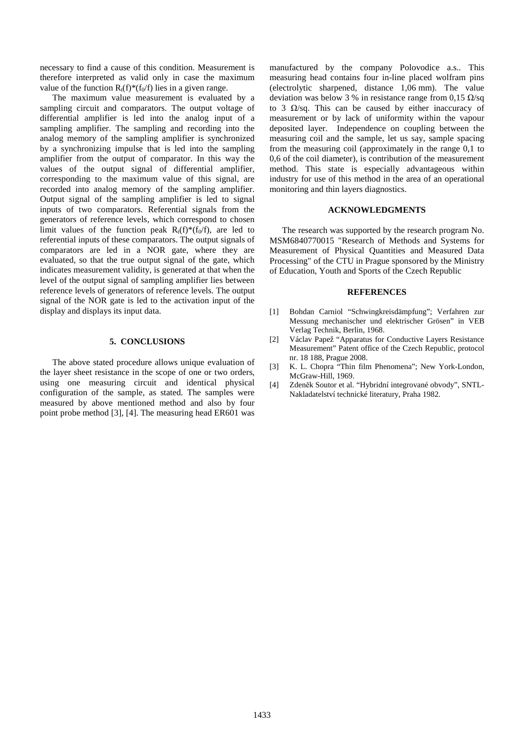necessary to find a cause of this condition. Measurement is therefore interpreted as valid only in case the maximum value of the function $R_t(f)*(f_0/f)$ lies in a given range.

The maximum value measurement is evaluated by a sampling circuit and comparators. The output voltage of differential amplifier is led into the analog input of a sampling amplifier. The sampling and recording into the analog memory of the sampling amplifier is synchronized by a synchronizing impulse that is led into the sampling amplifier from the output of comparator. In this way the values of the output signal of differential amplifier, corresponding to the maximum value of this signal, are recorded into analog memory of the sampling amplifier. Output signal of the sampling amplifier is led to signal inputs of two comparators. Referential signals from the generators of reference levels, which correspond to chosen limit values of the function peak $R_t(f)*(f_0/f)$, are led to referential inputs of these comparators. The output signals of comparators are led in a NOR gate, where they are evaluated, so that the true output signal of the gate, which indicates measurement validity, is generated at that when the level of the output signal of sampling amplifier lies between reference levels of generators of reference levels. The output signal of the NOR gate is led to the activation input of the display and displays its input data.

## 5. CONCLUSIONS

The above stated procedure allows unique evaluation of the layer sheet resistance in the scope of one or two orders, using one measuring circuit and identical physical configuration of the sample, as stated. The samples were measured by above mentioned method and also by four point probe method [3], [4]. The measuring head ER601 was manufactured by the company Polovodice a.s.. This measuring head contains four in-line placed wolfram pins (electrolytic sharpened, distance 1,06 mm). The value deviation was below 3 % in resistance range from 0,15 Ω/sq to 3 Ω/sq. This can be caused by either inaccuracy of measurement or by lack of uniformity within the vapour deposited layer. Independence on coupling between the measuring coil and the sample, let us say, sample spacing from the measuring coil (approximately in the range 0,1 to 0,6 of the coil diameter), is contribution of the measurement method. This state is especially advantageous within industry for use of this method in the area of an operational monitoring and thin layers diagnostics.

## ACKNOWLEDGMENTS

The research was supported by the research program No. MSM6840770015 "Research of Methods and Systems for Measurement of Physical Quantities and Measured Data Processing" of the CTU in Prague sponsored by the Ministry of Education, Youth and Sports of the Czech Republic

## REFERENCES

[1] Bohdan Carniol “Schwingkreisdämpfung”; Verfahren zur Messung mechanischer und elektrischer Grösen” in VEB Verlag Technik, Berlin, 1968.

[2] Václav Papež “Apparatus for Conductive Layers Resistance Measurement” Patent office of the Czech Republic, protocol nr. 18 188, Prague 2008.

[3] K. L. Chopra “Thin film Phenomena”; New York-London, McGraw-Hill, 1969.

[4] Zdeněk Soutor et al. “Hybridní integrované obvody”, SNTL-Nakladatelství technické literatury, Praha 1982.